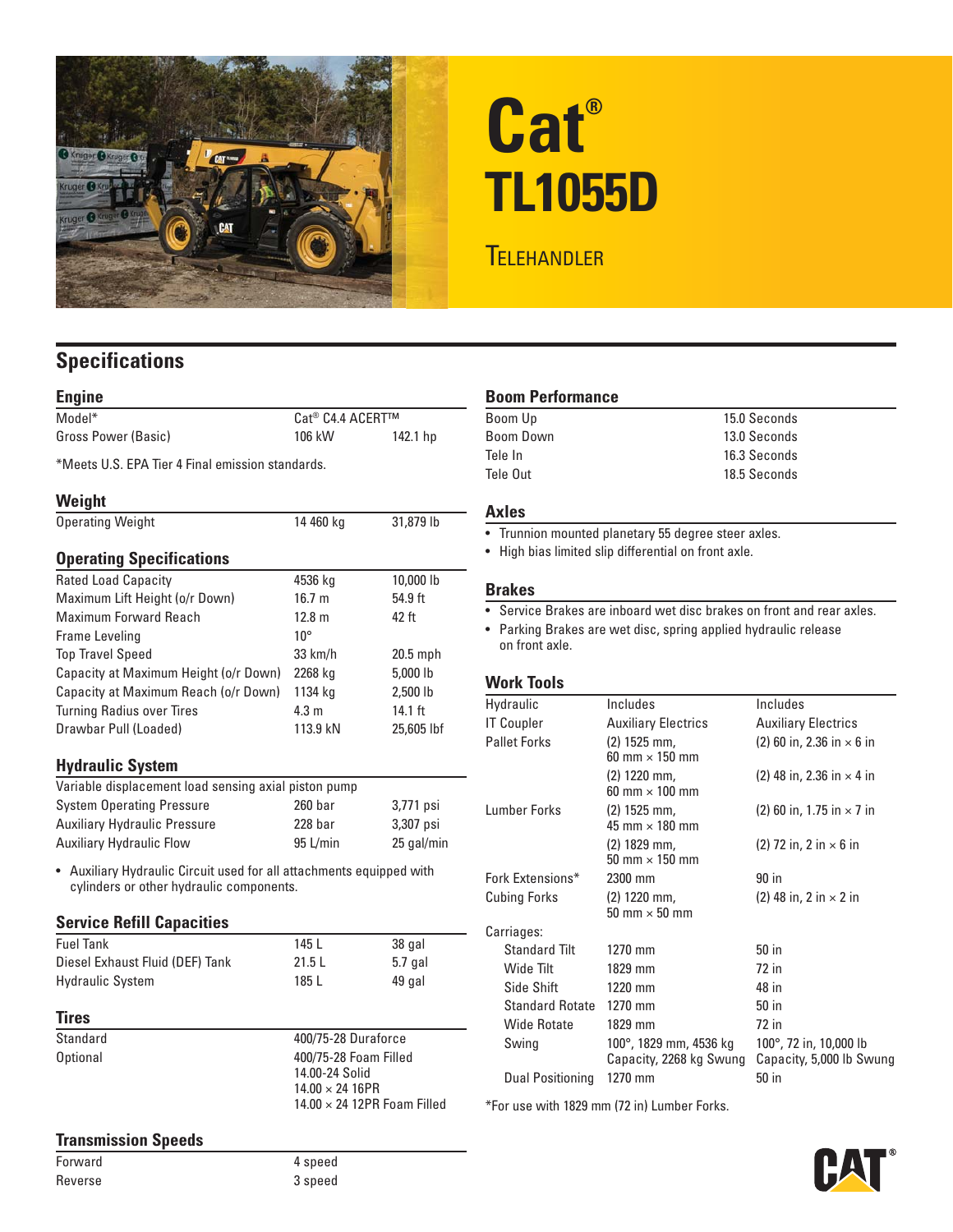# Cat®

# TL1055D

## Telehandler

## Specifications

### Engine

| | | |
|---|---|---|
| Model* | Cat® C4.4 ACERT™ | |
| Gross Power (Basic) | 106 kW | 142.1 hp |

*Meets U.S. EPA Tier 4 Final emission standards.

### Weight

| | | |
|---|---|---|
| Operating Weight | 14 460 kg | 31,879 lb |

### Operating Specifications

| | | |
|---|---|---|
| Rated Load Capacity | 4536 kg | 10,000 lb |
| Maximum Lift Height (o/r Down) | 16.7 m | 54.9 ft |
| Maximum Forward Reach | 12.8 m | 42 ft |
| Frame Leveling | 10° | |
| Top Travel Speed | 33 km/h | 20.5 mph |
| Capacity at Maximum Height (o/r Down) | 2268 kg | 5,000 lb |
| Capacity at Maximum Reach (o/r Down) | 1134 kg | 2,500 lb |
| Turning Radius over Tires | 4.3 m | 14.1 ft |
| Drawbar Pull (Loaded) | 113.9 kN | 25,605 lbf |

### Hydraulic System

Variable displacement load sensing axial piston pump

| | | |
|---|---|---|
| System Operating Pressure | 260 bar | 3,771 psi |
| Auxiliary Hydraulic Pressure | 228 bar | 3,307 psi |
| Auxiliary Hydraulic Flow | 95 L/min | 25 gal/min |

- Auxiliary Hydraulic Circuit used for all attachments equipped with cylinders or other hydraulic components.

### Service Refill Capacities

| | | |
|---|---|---|
| Fuel Tank | 145 L | 38 gal |
| Diesel Exhaust Fluid (DEF) Tank | 21.5 L | 5.7 gal |
| Hydraulic System | 185 L | 49 gal |

### Tires

| | |
|---|---|
| Standard | 400/75-28 Duraforce |
| Optional | 400/75-28 Foam Filled<br>14.00-24 Solid<br>14.00 × 24 16PR<br>14.00 × 24 12PR Foam Filled |

### Transmission Speeds

| | |
|---|---|
| Forward | 4 speed |
| Reverse | 3 speed |

### Boom Performance

| | |
|---|---|
| Boom Up | 15.0 Seconds |
| Boom Down | 13.0 Seconds |
| Tele In | 16.3 Seconds |
| Tele Out | 18.5 Seconds |

### Axles

- Trunnion mounted planetary 55 degree steer axles.
- High bias limited slip differential on front axle.

### Brakes

- Service Brakes are inboard wet disc brakes on front and rear axles.
- Parking Brakes are wet disc, spring applied hydraulic release on front axle.

### Work Tools

| | | |
|---|---|---|
| Hydraulic | Includes | Includes |
| IT Coupler | Auxiliary Electrics | Auxiliary Electrics |
| Pallet Forks | (2) 1525 mm, 60 mm × 150 mm | (2) 60 in, 2.36 in × 6 in |
| | (2) 1220 mm, 60 mm × 100 mm | (2) 48 in, 2.36 in × 4 in |
| Lumber Forks | (2) 1525 mm, 45 mm × 180 mm | (2) 60 in, 1.75 in × 7 in |
| | (2) 1829 mm, 50 mm × 150 mm | (2) 72 in, 2 in × 6 in |
| Fork Extensions* | 2300 mm | 90 in |
| Cubing Forks | (2) 1220 mm, 50 mm × 50 mm | (2) 48 in, 2 in × 2 in |
| Carriages: | | |
| Standard Tilt | 1270 mm | 50 in |
| Wide Tilt | 1829 mm | 72 in |
| Side Shift | 1220 mm | 48 in |
| Standard Rotate | 1270 mm | 50 in |
| Wide Rotate | 1829 mm | 72 in |
| Swing | 100°, 1829 mm, 4536 kg Capacity, 2268 kg Swung | 100°, 72 in, 10,000 lb Capacity, 5,000 lb Swung |
| Dual Positioning | 1270 mm | 50 in |

*For use with 1829 mm (72 in) Lumber Forks.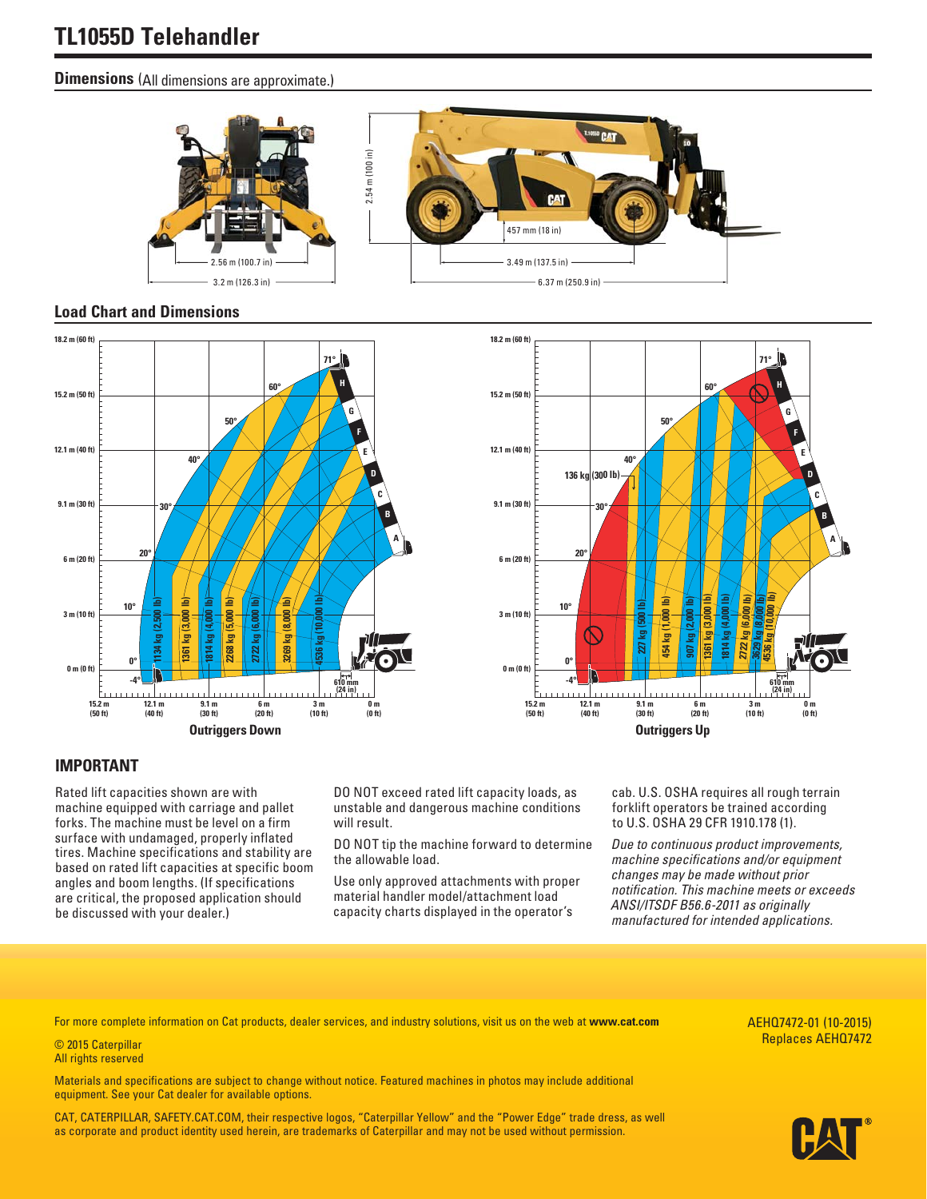# TL1055D Telehandler

## Dimensions (All dimensions are approximate.)

2.54 m (100 in)

457 mm (18 in)

2.56 m (100.7 in)

3.2 m (126.3 in)

3.49 m (137.5 in)

6.37 m (250.9 in)

## Load Chart and Dimensions

18.2 m (60 ft)
15.2 m (50 ft)
12.1 m (40 ft)
9.1 m (30 ft)
6 m (20 ft)
3 m (10 ft)
0 m (0 ft)

71°
60°
50°
40°
30°
20°
10°
0°
-4°

H
G
F
E
D
C
B
A

1134 kg (2,500 lb)
1361 kg (3,000 lb)
1814 kg (4,000 lb)
2268 kg (5,000 lb)
2722 kg (6,000 lb)
3269 kg (8,000 lb)
4536 kg (10,000 lb)

610 mm (24 in)

15.2 m (50 ft)
12.1 m (40 ft)
9.1 m (30 ft)
6 m (20 ft)
3 m (10 ft)
0 m (0 ft)

**Outriggers Down**

18.2 m (60 ft)
15.2 m (50 ft)
12.1 m (40 ft)
9.1 m (30 ft)
6 m (20 ft)
3 m (10 ft)
0 m (0 ft)

71°
60°
50°
40°
30°
20°
10°
0°
-4°

H
G
F
E
D
C
B
A

136 kg (300 lb)

227 kg (500 lb)
454 kg (1,000 lb)
907 kg (2,000 lb)
1361 kg (3,000 lb)
1814 kg (4,000 lb)
2722 kg (6,000 lb)
3629 kg (8,000 lb)
4536 kg (10,000 lb)

610 mm (24 in)

15.2 m (50 ft)
12.1 m (40 ft)
9.1 m (30 ft)
6 m (20 ft)
3 m (10 ft)
0 m (0 ft)

**Outriggers Up**

## IMPORTANT

Rated lift capacities shown are with machine equipped with carriage and pallet forks. The machine must be level on a firm surface with undamaged, properly inflated tires. Machine specifications and stability are based on rated lift capacities at specific boom angles and boom lengths. (If specifications are critical, the proposed application should be discussed with your dealer.)

DO NOT exceed rated lift capacity loads, as unstable and dangerous machine conditions will result.

DO NOT tip the machine forward to determine the allowable load.

Use only approved attachments with proper material handler model/attachment load capacity charts displayed in the operator's cab. U.S. OSHA requires all rough terrain forklift operators be trained according to U.S. OSHA 29 CFR 1910.178 (1).

*Due to continuous product improvements, machine specifications and/or equipment changes may be made without prior notification. This machine meets or exceeds ANSI/ITSDF B56.6-2011 as originally manufactured for intended applications.*

For more complete information on Cat products, dealer services, and industry solutions, visit us on the web at **www.cat.com**

© 2015 Caterpillar
All rights reserved

AEHQ7472-01 (10-2015)
Replaces AEHQ7472

Materials and specifications are subject to change without notice. Featured machines in photos may include additional equipment. See your Cat dealer for available options.

CAT, CATERPILLAR, SAFETY.CAT.COM, their respective logos, "Caterpillar Yellow" and the "Power Edge" trade dress, as well as corporate and product identity used herein, are trademarks of Caterpillar and may not be used without permission.